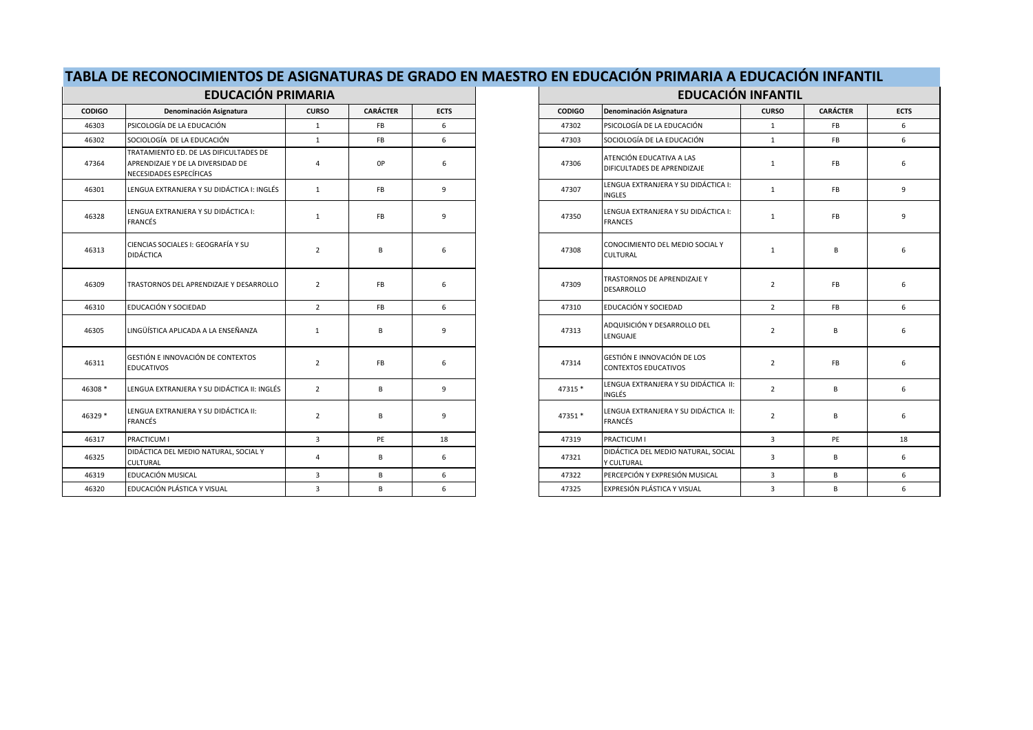# TABLA DE RECONOCIMIENTOS DE ASIGNATURAS DE GRADO EN MAESTRO EN EDUCACIÓN PRIMARIA A EDUCACIÓN INFANTIL

| EDUCACIÓN PRIMARIA | | | | | EDUCACIÓN INFANTIL | | | | |
|---|---|---|---|---|---|---|---|---|---|
| CODIGO | Denominación Asignatura | CURSO | CARÁCTER | ECTS | CODIGO | Denominación Asignatura | CURSO | CARÁCTER | ECTS |
| 46303 | PSICOLOGÍA DE LA EDUCACIÓN | 1 | FB | 6 | 47302 | PSICOLOGÍA DE LA EDUCACIÓN | 1 | FB | 6 |
| 46302 | SOCIOLOGÍA DE LA EDUCACIÓN | 1 | FB | 6 | 47303 | SOCIOLOGÍA DE LA EDUCACIÓN | 1 | FB | 6 |
| 47364 | TRATAMIENTO ED. DE LAS DIFICULTADES DE APRENDIZAJE Y DE LA DIVERSIDAD DE NECESIDADES ESPECÍFICAS | 4 | 0P | 6 | 47306 | ATENCIÓN EDUCATIVA A LAS DIFICULTADES DE APRENDIZAJE | 1 | FB | 6 |
| 46301 | LENGUA EXTRANJERA Y SU DIDÁCTICA I: INGLÉS | 1 | FB | 9 | 47307 | LENGUA EXTRANJERA Y SU DIDÁCTICA I: INGLES | 1 | FB | 9 |
| 46328 | LENGUA EXTRANJERA Y SU DIDÁCTICA I: FRANCÉS | 1 | FB | 9 | 47350 | LENGUA EXTRANJERA Y SU DIDÁCTICA I: FRANCES | 1 | FB | 9 |
| 46313 | CIENCIAS SOCIALES I: GEOGRAFÍA Y SU DIDÁCTICA | 2 | B | 6 | 47308 | CONOCIMIENTO DEL MEDIO SOCIAL Y CULTURAL | 1 | B | 6 |
| 46309 | TRASTORNOS DEL APRENDIZAJE Y DESARROLLO | 2 | FB | 6 | 47309 | TRASTORNOS DE APRENDIZAJE Y DESARROLLO | 2 | FB | 6 |
| 46310 | EDUCACIÓN Y SOCIEDAD | 2 | FB | 6 | 47310 | EDUCACIÓN Y SOCIEDAD | 2 | FB | 6 |
| 46305 | LINGÜÍSTICA APLICADA A LA ENSEÑANZA | 1 | B | 9 | 47313 | ADQUISICIÓN Y DESARROLLO DEL LENGUAJE | 2 | B | 6 |
| 46311 | GESTIÓN E INNOVACIÓN DE CONTEXTOS EDUCATIVOS | 2 | FB | 6 | 47314 | GESTIÓN E INNOVACIÓN DE LOS CONTEXTOS EDUCATIVOS | 2 | FB | 6 |
| 46308 * | LENGUA EXTRANJERA Y SU DIDÁCTICA II: INGLÉS | 2 | B | 9 | 47315 * | LENGUA EXTRANJERA Y SU DIDÁCTICA II: INGLÉS | 2 | B | 6 |
| 46329 * | LENGUA EXTRANJERA Y SU DIDÁCTICA II: FRANCÉS | 2 | B | 9 | 47351 * | LENGUA EXTRANJERA Y SU DIDÁCTICA II: FRANCÉS | 2 | B | 6 |
| 46317 | PRACTICUM I | 3 | PE | 18 | 47319 | PRACTICUM I | 3 | PE | 18 |
| 46325 | DIDÁCTICA DEL MEDIO NATURAL, SOCIAL Y CULTURAL | 4 | B | 6 | 47321 | DIDÁCTICA DEL MEDIO NATURAL, SOCIAL Y CULTURAL | 3 | B | 6 |
| 46319 | EDUCACIÓN MUSICAL | 3 | B | 6 | 47322 | PERCEPCIÓN Y EXPRESIÓN MUSICAL | 3 | B | 6 |
| 46320 | EDUCACIÓN PLÁSTICA Y VISUAL | 3 | B | 6 | 47325 | EXPRESIÓN PLÁSTICA Y VISUAL | 3 | B | 6 |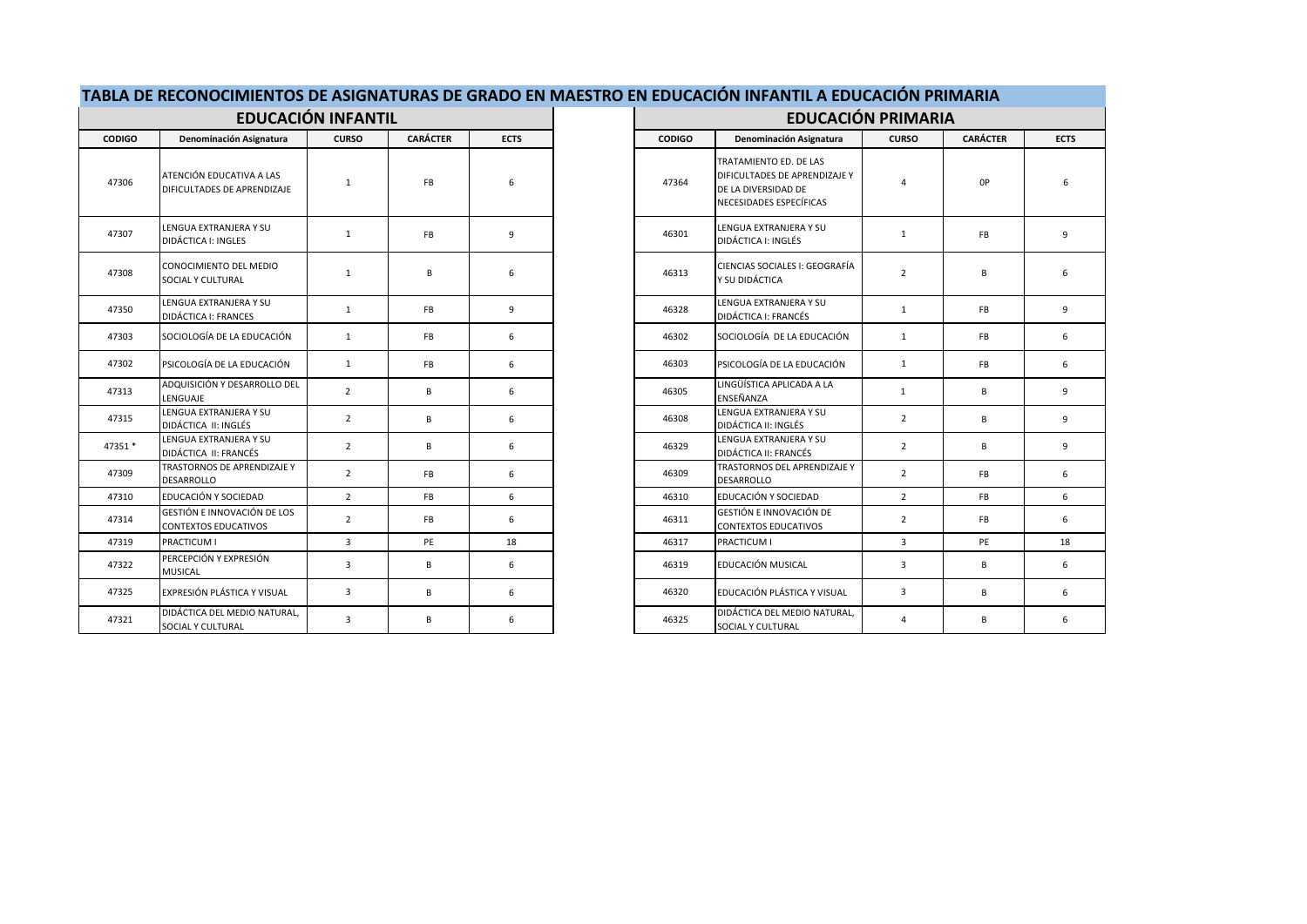# TABLA DE RECONOCIMIENTOS DE ASIGNATURAS DE GRADO EN MAESTRO EN EDUCACIÓN INFANTIL A EDUCACIÓN PRIMARIA

| EDUCACIÓN INFANTIL | | | | | EDUCACIÓN PRIMARIA | | | | |
|---|---|---|---|---|---|---|---|---|---|
| CODIGO | Denominación Asignatura | CURSO | CARÁCTER | ECTS | CODIGO | Denominación Asignatura | CURSO | CARÁCTER | ECTS |
| 47306 | ATENCIÓN EDUCATIVA A LAS DIFICULTADES DE APRENDIZAJE | 1 | FB | 6 | 47364 | TRATAMIENTO ED. DE LAS DIFICULTADES DE APRENDIZAJE Y DE LA DIVERSIDAD DE NECESIDADES ESPECÍFICAS | 4 | 0P | 6 |
| 47307 | LENGUA EXTRANJERA Y SU DIDÁCTICA I: INGLES | 1 | FB | 9 | 46301 | LENGUA EXTRANJERA Y SU DIDÁCTICA I: INGLÉS | 1 | FB | 9 |
| 47308 | CONOCIMIENTO DEL MEDIO SOCIAL Y CULTURAL | 1 | B | 6 | 46313 | CIENCIAS SOCIALES I: GEOGRAFÍA Y SU DIDÁCTICA | 2 | B | 6 |
| 47350 | LENGUA EXTRANJERA Y SU DIDÁCTICA I: FRANCES | 1 | FB | 9 | 46328 | LENGUA EXTRANJERA Y SU DIDÁCTICA I: FRANCÉS | 1 | FB | 9 |
| 47303 | SOCIOLOGÍA DE LA EDUCACIÓN | 1 | FB | 6 | 46302 | SOCIOLOGÍA DE LA EDUCACIÓN | 1 | FB | 6 |
| 47302 | PSICOLOGÍA DE LA EDUCACIÓN | 1 | FB | 6 | 46303 | PSICOLOGÍA DE LA EDUCACIÓN | 1 | FB | 6 |
| 47313 | ADQUISICIÓN Y DESARROLLO DEL LENGUAJE | 2 | B | 6 | 46305 | LINGÜÍSTICA APLICADA A LA ENSEÑANZA | 1 | B | 9 |
| 47315 | LENGUA EXTRANJERA Y SU DIDÁCTICA II: INGLÉS | 2 | B | 6 | 46308 | LENGUA EXTRANJERA Y SU DIDÁCTICA II: INGLÉS | 2 | B | 9 |
| 47351 * | LENGUA EXTRANJERA Y SU DIDÁCTICA II: FRANCÉS | 2 | B | 6 | 46329 | LENGUA EXTRANJERA Y SU DIDÁCTICA II: FRANCÉS | 2 | B | 9 |
| 47309 | TRASTORNOS DE APRENDIZAJE Y DESARROLLO | 2 | FB | 6 | 46309 | TRASTORNOS DEL APRENDIZAJE Y DESARROLLO | 2 | FB | 6 |
| 47310 | EDUCACIÓN Y SOCIEDAD | 2 | FB | 6 | 46310 | EDUCACIÓN Y SOCIEDAD | 2 | FB | 6 |
| 47314 | GESTIÓN E INNOVACIÓN DE LOS CONTEXTOS EDUCATIVOS | 2 | FB | 6 | 46311 | GESTIÓN E INNOVACIÓN DE CONTEXTOS EDUCATIVOS | 2 | FB | 6 |
| 47319 | PRACTICUM I | 3 | PE | 18 | 46317 | PRACTICUM I | 3 | PE | 18 |
| 47322 | PERCEPCIÓN Y EXPRESIÓN MUSICAL | 3 | B | 6 | 46319 | EDUCACIÓN MUSICAL | 3 | B | 6 |
| 47325 | EXPRESIÓN PLÁSTICA Y VISUAL | 3 | B | 6 | 46320 | EDUCACIÓN PLÁSTICA Y VISUAL | 3 | B | 6 |
| 47321 | DIDÁCTICA DEL MEDIO NATURAL, SOCIAL Y CULTURAL | 3 | B | 6 | 46325 | DIDÁCTICA DEL MEDIO NATURAL, SOCIAL Y CULTURAL | 4 | B | 6 |